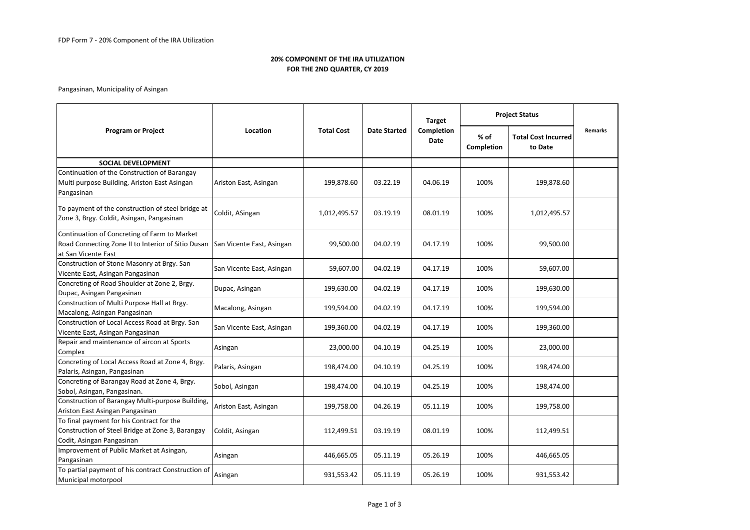FDP Form 7 - 20% Component of the IRA Utilization

# 20% COMPONENT OF THE IRA UTILIZATION
## FOR THE 2ND QUARTER, CY 2019

Pangasinan, Municipality of Asingan

| Program or Project | Location | Total Cost | Date Started | Target Completion Date | Project Status | | Remarks |
|---|---|---|---|---|---|---|---|
| | | | | | % of Completion | Total Cost Incurred to Date | |
| **SOCIAL DEVELOPMENT** | | | | | | | |
| Continuation of the Construction of Barangay Multi purpose Building, Ariston East Asingan Pangasinan | Ariston East, Asingan | 199,878.60 | 03.22.19 | 04.06.19 | 100% | 199,878.60 | |
| To payment of the construction of steel bridge at Zone 3, Brgy. Coldit, Asingan, Pangasinan | Coldit, ASingan | 1,012,495.57 | 03.19.19 | 08.01.19 | 100% | 1,012,495.57 | |
| Continuation of Concreting of Farm to Market Road Connecting Zone II to Interior of Sitio Dusan at San Vicente East | San Vicente East, Asingan | 99,500.00 | 04.02.19 | 04.17.19 | 100% | 99,500.00 | |
| Construction of Stone Masonry at Brgy. San Vicente East, Asingan Pangasinan | San Vicente East, Asingan | 59,607.00 | 04.02.19 | 04.17.19 | 100% | 59,607.00 | |
| Concreting of Road Shoulder at Zone 2, Brgy. Dupac, Asingan Pangasinan | Dupac, Asingan | 199,630.00 | 04.02.19 | 04.17.19 | 100% | 199,630.00 | |
| Construction of Multi Purpose Hall at Brgy. Macalong, Asingan Pangasinan | Macalong, Asingan | 199,594.00 | 04.02.19 | 04.17.19 | 100% | 199,594.00 | |
| Construction of Local Access Road at Brgy. San Vicente East, Asingan Pangasinan | San Vicente East, Asingan | 199,360.00 | 04.02.19 | 04.17.19 | 100% | 199,360.00 | |
| Repair and maintenance of aircon at Sports Complex | Asingan | 23,000.00 | 04.10.19 | 04.25.19 | 100% | 23,000.00 | |
| Concreting of Local Access Road at Zone 4, Brgy. Palaris, Asingan, Pangasinan | Palaris, Asingan | 198,474.00 | 04.10.19 | 04.25.19 | 100% | 198,474.00 | |
| Concreting of Barangay Road at Zone 4, Brgy. Sobol, Asingan, Pangasinan. | Sobol, Asingan | 198,474.00 | 04.10.19 | 04.25.19 | 100% | 198,474.00 | |
| Construction of Barangay Multi-purpose Building, Ariston East Asingan Pangasinan | Ariston East, Asingan | 199,758.00 | 04.26.19 | 05.11.19 | 100% | 199,758.00 | |
| To final payment for his Contract for the Construction of Steel Bridge at Zone 3, Barangay Codit, Asingan Pangasinan | Coldit, Asingan | 112,499.51 | 03.19.19 | 08.01.19 | 100% | 112,499.51 | |
| Improvement of Public Market at Asingan, Pangasinan | Asingan | 446,665.05 | 05.11.19 | 05.26.19 | 100% | 446,665.05 | |
| To partial payment of his contract Construction of Municipal motorpool | Asingan | 931,553.42 | 05.11.19 | 05.26.19 | 100% | 931,553.42 | |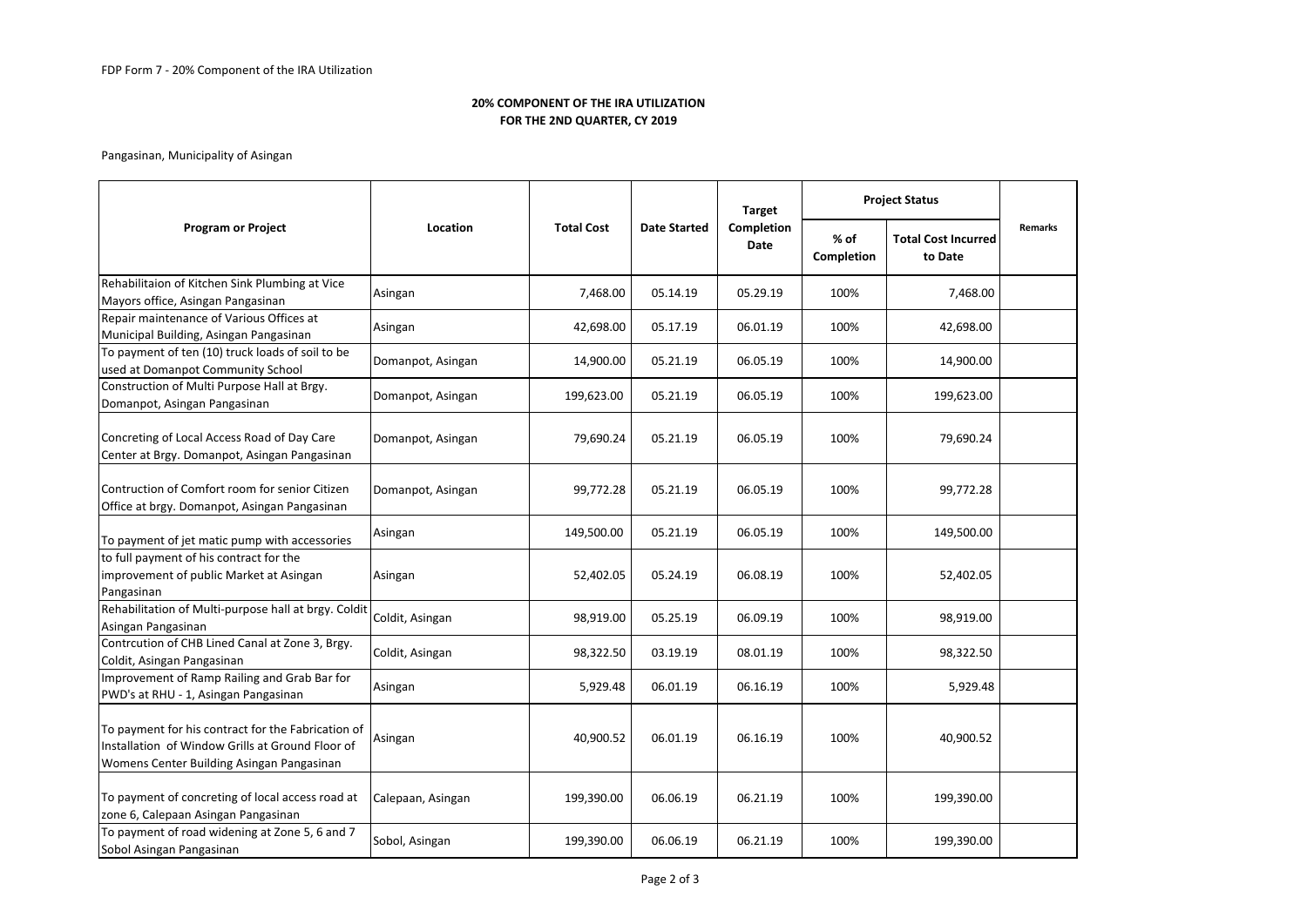FDP Form 7 - 20% Component of the IRA Utilization

**20% COMPONENT OF THE IRA UTILIZATION**
**FOR THE 2ND QUARTER, CY 2019**

Pangasinan, Municipality of Asingan

| Program or Project | Location | Total Cost | Date Started | Target Completion Date | Project Status | | Remarks |
|---|---|---|---|---|---|---|---|
| | | | | | % of Completion | Total Cost Incurred to Date | |
| Rehabilitaion of Kitchen Sink Plumbing at Vice Mayors office, Asingan Pangasinan | Asingan | 7,468.00 | 05.14.19 | 05.29.19 | 100% | 7,468.00 | |
| Repair maintenance of Various Offices at Municipal Building, Asingan Pangasinan | Asingan | 42,698.00 | 05.17.19 | 06.01.19 | 100% | 42,698.00 | |
| To payment of ten (10) truck loads of soil to be used at Domanpot Community School | Domanpot, Asingan | 14,900.00 | 05.21.19 | 06.05.19 | 100% | 14,900.00 | |
| Construction of Multi Purpose Hall at Brgy. Domanpot, Asingan Pangasinan | Domanpot, Asingan | 199,623.00 | 05.21.19 | 06.05.19 | 100% | 199,623.00 | |
| Concreting of Local Access Road of Day Care Center at Brgy. Domanpot, Asingan Pangasinan | Domanpot, Asingan | 79,690.24 | 05.21.19 | 06.05.19 | 100% | 79,690.24 | |
| Contruction of Comfort room for senior Citizen Office at brgy. Domanpot, Asingan Pangasinan | Domanpot, Asingan | 99,772.28 | 05.21.19 | 06.05.19 | 100% | 99,772.28 | |
| To payment of jet matic pump with accessories | Asingan | 149,500.00 | 05.21.19 | 06.05.19 | 100% | 149,500.00 | |
| to full payment of his contract for the improvement of public Market at Asingan Pangasinan | Asingan | 52,402.05 | 05.24.19 | 06.08.19 | 100% | 52,402.05 | |
| Rehabilitation of Multi-purpose hall at brgy. Coldit Asingan Pangasinan | Coldit, Asingan | 98,919.00 | 05.25.19 | 06.09.19 | 100% | 98,919.00 | |
| Contrcution of CHB Lined Canal at Zone 3, Brgy. Coldit, Asingan Pangasinan | Coldit, Asingan | 98,322.50 | 03.19.19 | 08.01.19 | 100% | 98,322.50 | |
| Improvement of Ramp Railing and Grab Bar for PWD's at RHU - 1, Asingan Pangasinan | Asingan | 5,929.48 | 06.01.19 | 06.16.19 | 100% | 5,929.48 | |
| To payment for his contract for the Fabrication of Installation of Window Grills at Ground Floor of Womens Center Building Asingan Pangasinan | Asingan | 40,900.52 | 06.01.19 | 06.16.19 | 100% | 40,900.52 | |
| To payment of concreting of local access road at zone 6, Calepaan Asingan Pangasinan | Calepaan, Asingan | 199,390.00 | 06.06.19 | 06.21.19 | 100% | 199,390.00 | |
| To payment of road widening at Zone 5, 6 and 7 Sobol Asingan Pangasinan | Sobol, Asingan | 199,390.00 | 06.06.19 | 06.21.19 | 100% | 199,390.00 | |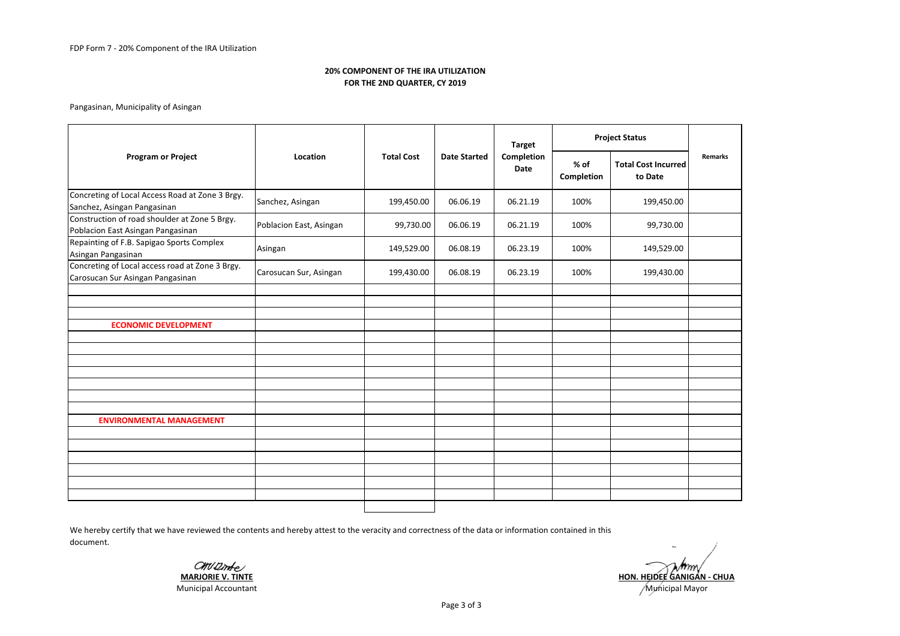FDP Form 7 - 20% Component of the IRA Utilization

**20% COMPONENT OF THE IRA UTILIZATION**
**FOR THE 2ND QUARTER, CY 2019**

Pangasinan, Municipality of Asingan

| Program or Project | Location | Total Cost | Date Started | Target Completion Date | Project Status | | Remarks |
|---|---|---|---|---|---|---|---|
| | | | | | % of Completion | Total Cost Incurred to Date | |
| Concreting of Local Access Road at Zone 3 Brgy. Sanchez, Asingan Pangasinan | Sanchez, Asingan | 199,450.00 | 06.06.19 | 06.21.19 | 100% | 199,450.00 | |
| Construction of road shoulder at Zone 5 Brgy. Poblacion East Asingan Pangasinan | Poblacion East, Asingan | 99,730.00 | 06.06.19 | 06.21.19 | 100% | 99,730.00 | |
| Repainting of F.B. Sapigao Sports Complex Asingan Pangasinan | Asingan | 149,529.00 | 06.08.19 | 06.23.19 | 100% | 149,529.00 | |
| Concreting of Local access road at Zone 3 Brgy. Carosucan Sur Asingan Pangasinan | Carosucan Sur, Asingan | 199,430.00 | 06.08.19 | 06.23.19 | 100% | 199,430.00 | |
| | | | | | | | |
| | | | | | | | |
| | | | | | | | |
| **ECONOMIC DEVELOPMENT** | | | | | | | |
| | | | | | | | |
| | | | | | | | |
| | | | | | | | |
| | | | | | | | |
| | | | | | | | |
| | | | | | | | |
| | | | | | | | |
| **ENVIRONMENTAL MANAGEMENT** | | | | | | | |
| | | | | | | | |
| | | | | | | | |
| | | | | | | | |
| | | | | | | | |
| | | | | | | | |
| | | | | | | | |

We hereby certify that we have reviewed the contents and hereby attest to the veracity and correctness of the data or information contained in this document.

**MARJORIE V. TINTE**
Municipal Accountant

**HON. HEIDEE GANIGAN - CHUA**
Municipal Mayor